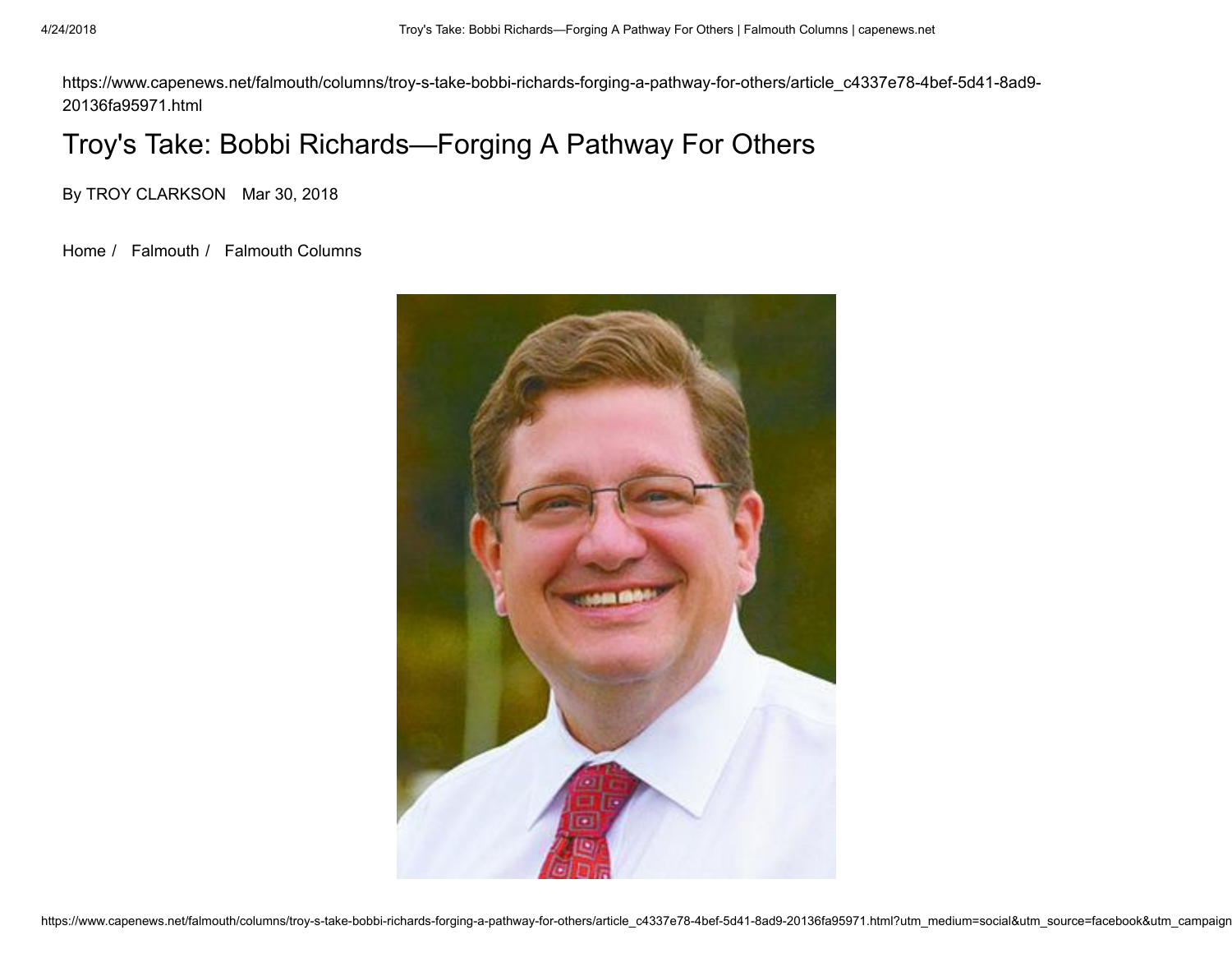https://www.capenews.net/falmouth/columns/troy-s-take-bobbi-richards-forging-a-pathway-for-others/article_c4337e78-4bef-5d41-8ad9-20136fa95971.html

# Troy's Take: Bobbi Richards—Forging A Pathway For Others

By TROY CLARKSON Mar 30, 2018

Home / Falmouth / Falmouth Columns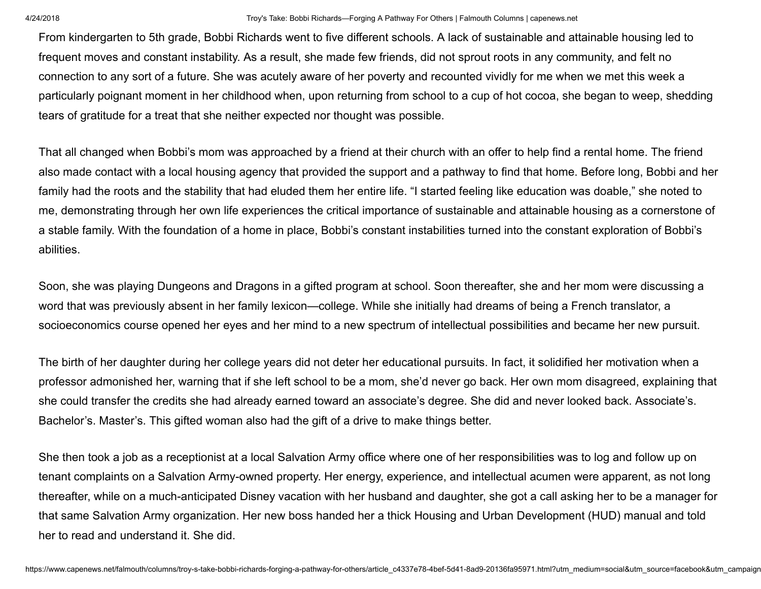From kindergarten to 5th grade, Bobbi Richards went to five different schools. A lack of sustainable and attainable housing led to frequent moves and constant instability. As a result, she made few friends, did not sprout roots in any community, and felt no connection to any sort of a future. She was acutely aware of her poverty and recounted vividly for me when we met this week a particularly poignant moment in her childhood when, upon returning from school to a cup of hot cocoa, she began to weep, shedding tears of gratitude for a treat that she neither expected nor thought was possible.

That all changed when Bobbi's mom was approached by a friend at their church with an offer to help find a rental home. The friend also made contact with a local housing agency that provided the support and a pathway to find that home. Before long, Bobbi and her family had the roots and the stability that had eluded them her entire life. "I started feeling like education was doable," she noted to me, demonstrating through her own life experiences the critical importance of sustainable and attainable housing as a cornerstone of a stable family. With the foundation of a home in place, Bobbi's constant instabilities turned into the constant exploration of Bobbi's abilities.

Soon, she was playing Dungeons and Dragons in a gifted program at school. Soon thereafter, she and her mom were discussing a word that was previously absent in her family lexicon—college. While she initially had dreams of being a French translator, a socioeconomics course opened her eyes and her mind to a new spectrum of intellectual possibilities and became her new pursuit.

The birth of her daughter during her college years did not deter her educational pursuits. In fact, it solidified her motivation when a professor admonished her, warning that if she left school to be a mom, she'd never go back. Her own mom disagreed, explaining that she could transfer the credits she had already earned toward an associate's degree. She did and never looked back. Associate's. Bachelor's. Master's. This gifted woman also had the gift of a drive to make things better.

She then took a job as a receptionist at a local Salvation Army office where one of her responsibilities was to log and follow up on tenant complaints on a Salvation Army-owned property. Her energy, experience, and intellectual acumen were apparent, as not long thereafter, while on a much-anticipated Disney vacation with her husband and daughter, she got a call asking her to be a manager for that same Salvation Army organization. Her new boss handed her a thick Housing and Urban Development (HUD) manual and told her to read and understand it. She did.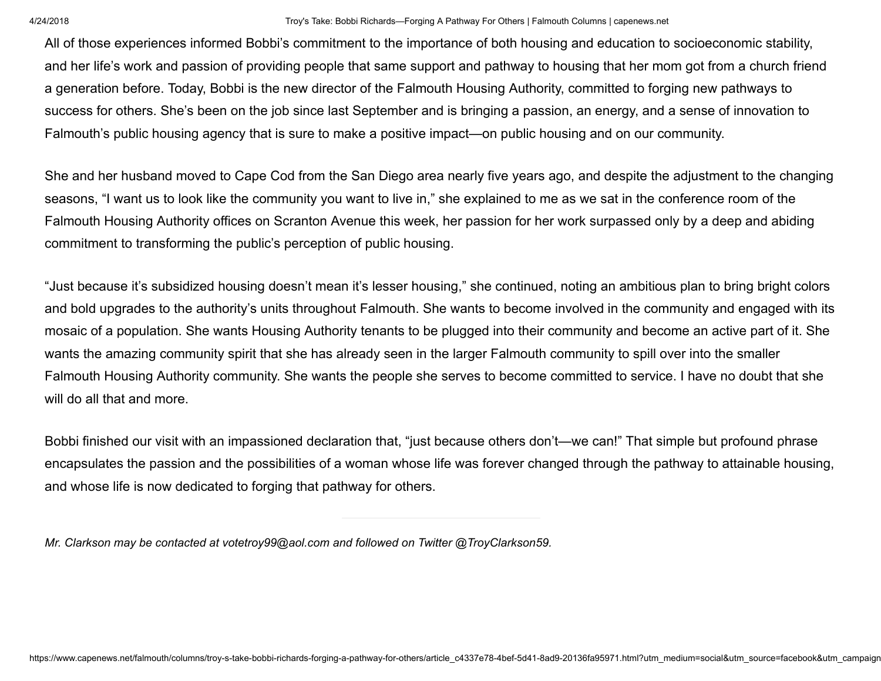All of those experiences informed Bobbi's commitment to the importance of both housing and education to socioeconomic stability, and her life's work and passion of providing people that same support and pathway to housing that her mom got from a church friend a generation before. Today, Bobbi is the new director of the Falmouth Housing Authority, committed to forging new pathways to success for others. She's been on the job since last September and is bringing a passion, an energy, and a sense of innovation to Falmouth's public housing agency that is sure to make a positive impact—on public housing and on our community.

She and her husband moved to Cape Cod from the San Diego area nearly five years ago, and despite the adjustment to the changing seasons, "I want us to look like the community you want to live in," she explained to me as we sat in the conference room of the Falmouth Housing Authority offices on Scranton Avenue this week, her passion for her work surpassed only by a deep and abiding commitment to transforming the public's perception of public housing.

"Just because it's subsidized housing doesn't mean it's lesser housing," she continued, noting an ambitious plan to bring bright colors and bold upgrades to the authority's units throughout Falmouth. She wants to become involved in the community and engaged with its mosaic of a population. She wants Housing Authority tenants to be plugged into their community and become an active part of it. She wants the amazing community spirit that she has already seen in the larger Falmouth community to spill over into the smaller Falmouth Housing Authority community. She wants the people she serves to become committed to service. I have no doubt that she will do all that and more.

Bobbi finished our visit with an impassioned declaration that, "just because others don't—we can!" That simple but profound phrase encapsulates the passion and the possibilities of a woman whose life was forever changed through the pathway to attainable housing, and whose life is now dedicated to forging that pathway for others.

---

*Mr. Clarkson may be contacted at votetroy99@aol.com and followed on Twitter @TroyClarkson59.*